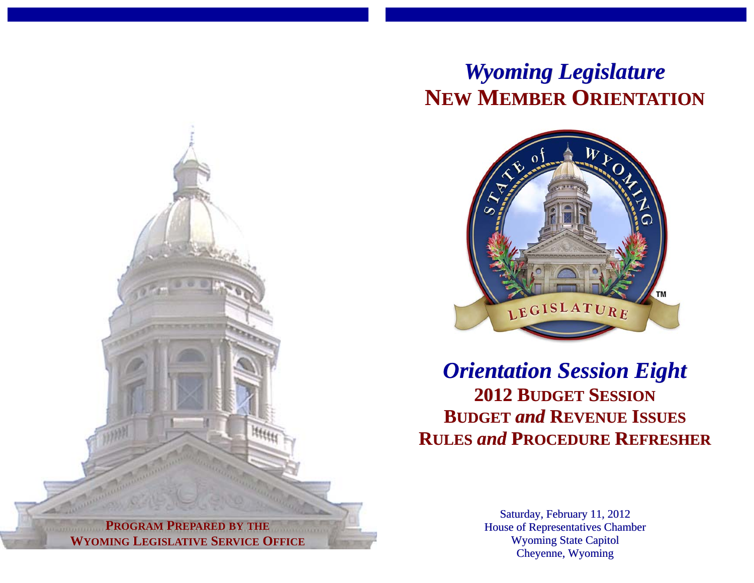**PROGRAM PREPARED BY THE**
**WYOMING LEGISLATIVE SERVICE OFFICE**

# *Wyoming Legislature*
# NEW MEMBER ORIENTATION

STATE of WYOMING

LEGISLATURE

TM

## *Orientation Session Eight*

### 2012 BUDGET SESSION
### BUDGET *and* REVENUE ISSUES
### RULES *and* PROCEDURE REFRESHER

Saturday, February 11, 2012
House of Representatives Chamber
Wyoming State Capitol
Cheyenne, Wyoming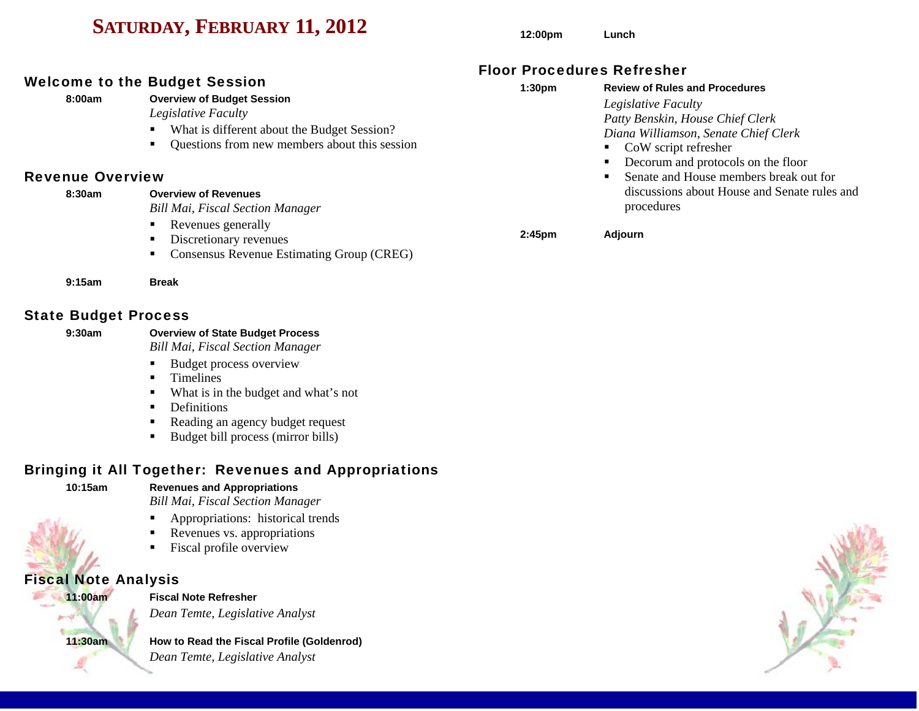# SATURDAY, FEBRUARY 11, 2012

## Welcome to the Budget Session

**8:00am** **Overview of Budget Session**
*Legislative Faculty*

- What is different about the Budget Session?
- Questions from new members about this session

## Revenue Overview

**8:30am** **Overview of Revenues**
*Bill Mai, Fiscal Section Manager*

- Revenues generally
- Discretionary revenues
- Consensus Revenue Estimating Group (CREG)

**9:15am** **Break**

## State Budget Process

**9:30am** **Overview of State Budget Process**
*Bill Mai, Fiscal Section Manager*

- Budget process overview
- Timelines
- What is in the budget and what's not
- Definitions
- Reading an agency budget request
- Budget bill process (mirror bills)

## Bringing it All Together: Revenues and Appropriations

**10:15am** **Revenues and Appropriations**
*Bill Mai, Fiscal Section Manager*

- Appropriations: historical trends
- Revenues vs. appropriations
- Fiscal profile overview

## Fiscal Note Analysis

**11:00am** **Fiscal Note Refresher**
*Dean Temte, Legislative Analyst*

**11:30am** **How to Read the Fiscal Profile (Goldenrod)**
*Dean Temte, Legislative Analyst*

**12:00pm** **Lunch**

## Floor Procedures Refresher

**1:30pm** **Review of Rules and Procedures**
*Legislative Faculty*
*Patty Benskin, House Chief Clerk*
*Diana Williamson, Senate Chief Clerk*

- CoW script refresher
- Decorum and protocols on the floor
- Senate and House members break out for discussions about House and Senate rules and procedures

**2:45pm** **Adjourn**